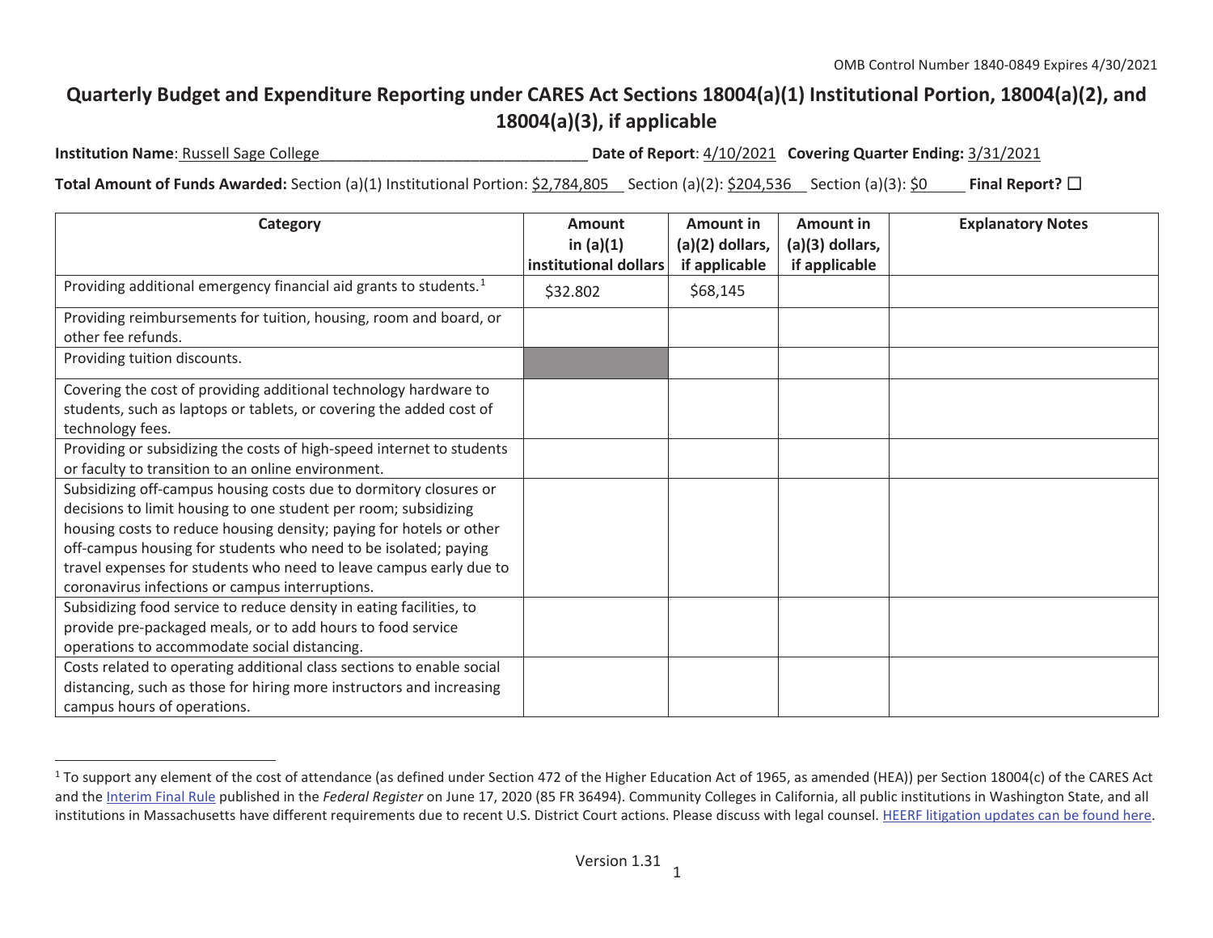OMB Control Number 1840-0849 Expires 4/30/2021

# Quarterly Budget and Expenditure Reporting under CARES Act Sections 18004(a)(1) Institutional Portion, 18004(a)(2), and 18004(a)(3), if applicable

**Institution Name**: Russell Sage College________________________________ **Date of Report**: 4/10/2021 **Covering Quarter Ending:** 3/31/2021

**Total Amount of Funds Awarded:** Section (a)(1) Institutional Portion: $2,784,805 Section (a)(2): $204,536 Section (a)(3): $0 **Final Report?** ☐

| Category | Amount in (a)(1) institutional dollars | Amount in (a)(2) dollars, if applicable | Amount in (a)(3) dollars, if applicable | Explanatory Notes |
|---|---|---|---|---|
| Providing additional emergency financial aid grants to students.[1] | $32.802 | $68,145 | | |
| Providing reimbursements for tuition, housing, room and board, or other fee refunds. | | | | |
| Providing tuition discounts. | | | | |
| Covering the cost of providing additional technology hardware to students, such as laptops or tablets, or covering the added cost of technology fees. | | | | |
| Providing or subsidizing the costs of high-speed internet to students or faculty to transition to an online environment. | | | | |
| Subsidizing off-campus housing costs due to dormitory closures or decisions to limit housing to one student per room; subsidizing housing costs to reduce housing density; paying for hotels or other off-campus housing for students who need to be isolated; paying travel expenses for students who need to leave campus early due to coronavirus infections or campus interruptions. | | | | |
| Subsidizing food service to reduce density in eating facilities, to provide pre-packaged meals, or to add hours to food service operations to accommodate social distancing. | | | | |
| Costs related to operating additional class sections to enable social distancing, such as those for hiring more instructors and increasing campus hours of operations. | | | | |

[1] To support any element of the cost of attendance (as defined under Section 472 of the Higher Education Act of 1965, as amended (HEA)) per Section 18004(c) of the CARES Act and the Interim Final Rule published in the *Federal Register* on June 17, 2020 (85 FR 36494). Community Colleges in California, all public institutions in Washington State, and all institutions in Massachusetts have different requirements due to recent U.S. District Court actions. Please discuss with legal counsel. HEERF litigation updates can be found here.

Version 1.31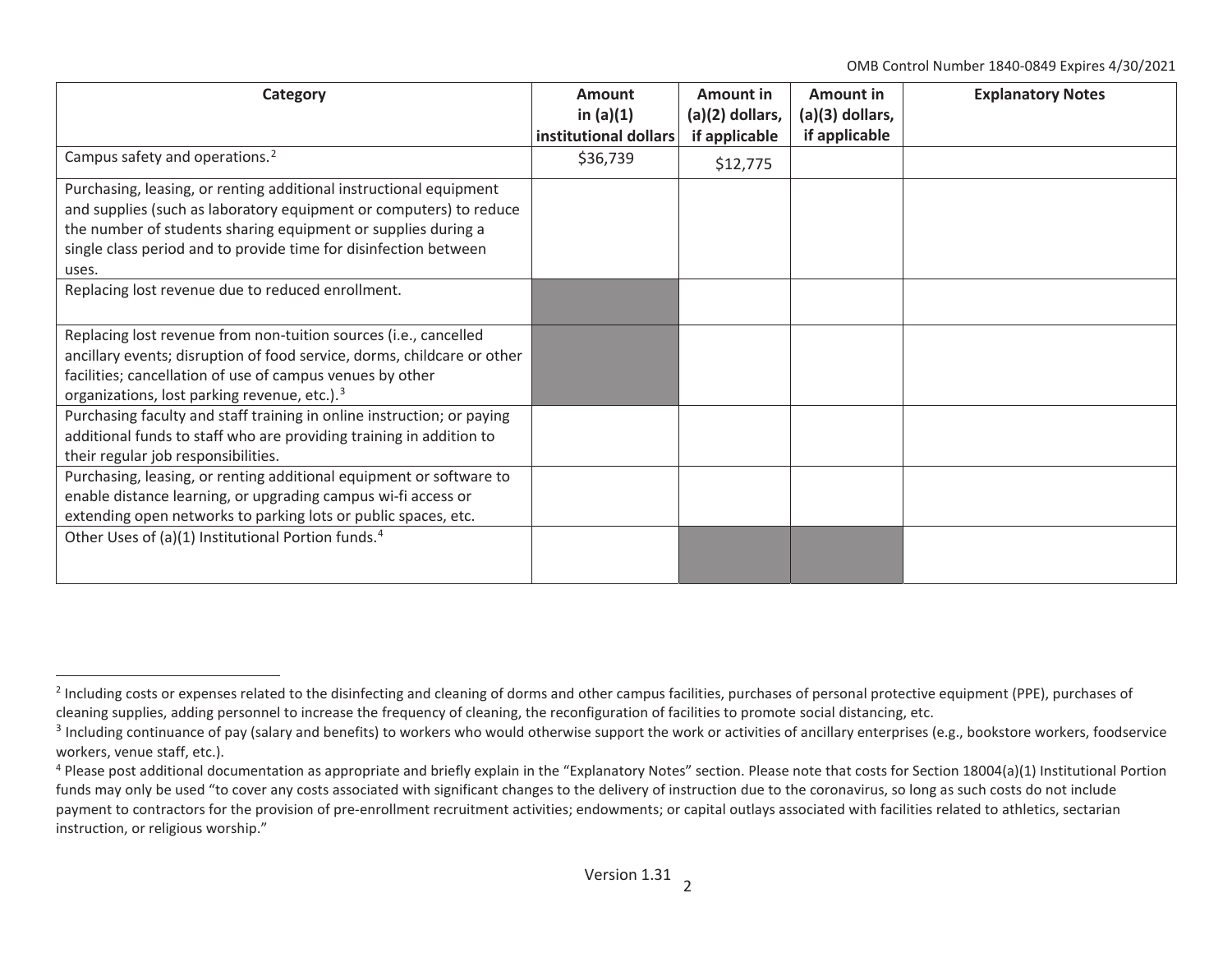| Category | Amount in (a)(1) institutional dollars | Amount in (a)(2) dollars, if applicable | Amount in (a)(3) dollars, if applicable | Explanatory Notes |
| --- | --- | --- | --- | --- |
| Campus safety and operations.[2] | $36,739 | $12,775 | | |
| Purchasing, leasing, or renting additional instructional equipment and supplies (such as laboratory equipment or computers) to reduce the number of students sharing equipment or supplies during a single class period and to provide time for disinfection between uses. | | | | |
| Replacing lost revenue due to reduced enrollment. | | | | |
| Replacing lost revenue from non-tuition sources (i.e., cancelled ancillary events; disruption of food service, dorms, childcare or other facilities; cancellation of use of campus venues by other organizations, lost parking revenue, etc.).[3] | | | | |
| Purchasing faculty and staff training in online instruction; or paying additional funds to staff who are providing training in addition to their regular job responsibilities. | | | | |
| Purchasing, leasing, or renting additional equipment or software to enable distance learning, or upgrading campus wi-fi access or extending open networks to parking lots or public spaces, etc. | | | | |
| Other Uses of (a)(1) Institutional Portion funds.[4] | | | | |

[2] Including costs or expenses related to the disinfecting and cleaning of dorms and other campus facilities, purchases of personal protective equipment (PPE), purchases of cleaning supplies, adding personnel to increase the frequency of cleaning, the reconfiguration of facilities to promote social distancing, etc.

[3] Including continuance of pay (salary and benefits) to workers who would otherwise support the work or activities of ancillary enterprises (e.g., bookstore workers, foodservice workers, venue staff, etc.).

[4] Please post additional documentation as appropriate and briefly explain in the "Explanatory Notes" section. Please note that costs for Section 18004(a)(1) Institutional Portion funds may only be used "to cover any costs associated with significant changes to the delivery of instruction due to the coronavirus, so long as such costs do not include payment to contractors for the provision of pre-enrollment recruitment activities; endowments; or capital outlays associated with facilities related to athletics, sectarian instruction, or religious worship."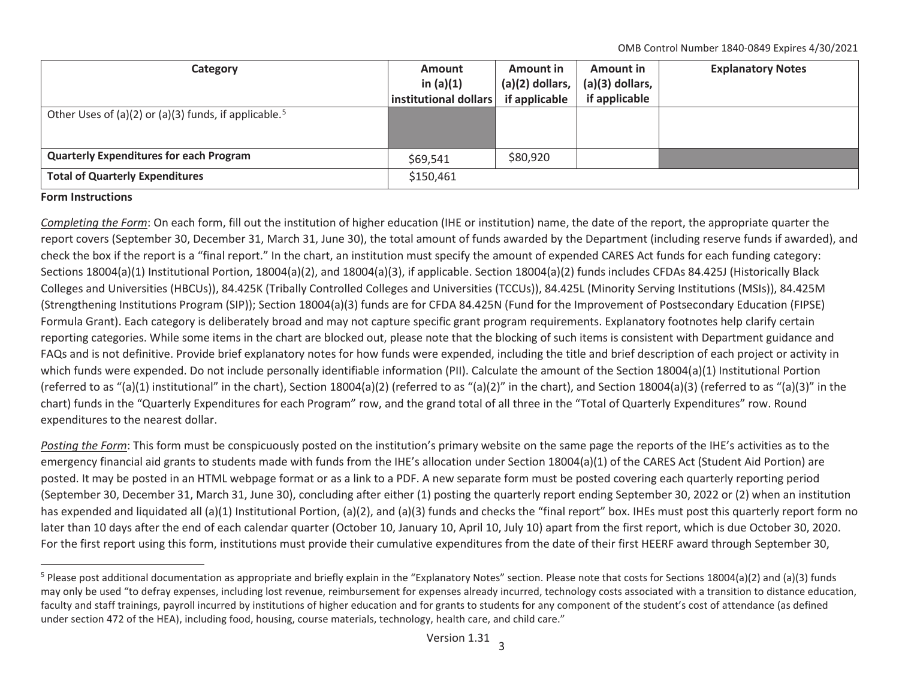| Category | Amount in (a)(1) institutional dollars | Amount in (a)(2) dollars, if applicable | Amount in (a)(3) dollars, if applicable | Explanatory Notes |
|---|---|---|---|---|
| Other Uses of (a)(2) or (a)(3) funds, if applicable.[5] | | | | |
| **Quarterly Expenditures for each Program** | $69,541 | $80,920 | | |
| **Total of Quarterly Expenditures** | $150,461 | | | |

**Form Instructions**

*Completing the Form*: On each form, fill out the institution of higher education (IHE or institution) name, the date of the report, the appropriate quarter the report covers (September 30, December 31, March 31, June 30), the total amount of funds awarded by the Department (including reserve funds if awarded), and check the box if the report is a "final report." In the chart, an institution must specify the amount of expended CARES Act funds for each funding category: Sections 18004(a)(1) Institutional Portion, 18004(a)(2), and 18004(a)(3), if applicable. Section 18004(a)(2) funds includes CFDAs 84.425J (Historically Black Colleges and Universities (HBCUs)), 84.425K (Tribally Controlled Colleges and Universities (TCCUs)), 84.425L (Minority Serving Institutions (MSIs)), 84.425M (Strengthening Institutions Program (SIP)); Section 18004(a)(3) funds are for CFDA 84.425N (Fund for the Improvement of Postsecondary Education (FIPSE) Formula Grant). Each category is deliberately broad and may not capture specific grant program requirements. Explanatory footnotes help clarify certain reporting categories. While some items in the chart are blocked out, please note that the blocking of such items is consistent with Department guidance and FAQs and is not definitive. Provide brief explanatory notes for how funds were expended, including the title and brief description of each project or activity in which funds were expended. Do not include personally identifiable information (PII). Calculate the amount of the Section 18004(a)(1) Institutional Portion (referred to as "(a)(1) institutional" in the chart), Section 18004(a)(2) (referred to as "(a)(2)" in the chart), and Section 18004(a)(3) (referred to as "(a)(3)" in the chart) funds in the "Quarterly Expenditures for each Program" row, and the grand total of all three in the "Total of Quarterly Expenditures" row. Round expenditures to the nearest dollar.

*Posting the Form*: This form must be conspicuously posted on the institution's primary website on the same page the reports of the IHE's activities as to the emergency financial aid grants to students made with funds from the IHE's allocation under Section 18004(a)(1) of the CARES Act (Student Aid Portion) are posted. It may be posted in an HTML webpage format or as a link to a PDF. A new separate form must be posted covering each quarterly reporting period (September 30, December 31, March 31, June 30), concluding after either (1) posting the quarterly report ending September 30, 2022 or (2) when an institution has expended and liquidated all (a)(1) Institutional Portion, (a)(2), and (a)(3) funds and checks the "final report" box. IHEs must post this quarterly report form no later than 10 days after the end of each calendar quarter (October 10, January 10, April 10, July 10) apart from the first report, which is due October 30, 2020. For the first report using this form, institutions must provide their cumulative expenditures from the date of their first HEERF award through September 30,

---

[5] Please post additional documentation as appropriate and briefly explain in the "Explanatory Notes" section. Please note that costs for Sections 18004(a)(2) and (a)(3) funds may only be used "to defray expenses, including lost revenue, reimbursement for expenses already incurred, technology costs associated with a transition to distance education, faculty and staff trainings, payroll incurred by institutions of higher education and for grants to students for any component of the student's cost of attendance (as defined under section 472 of the HEA), including food, housing, course materials, technology, health care, and child care."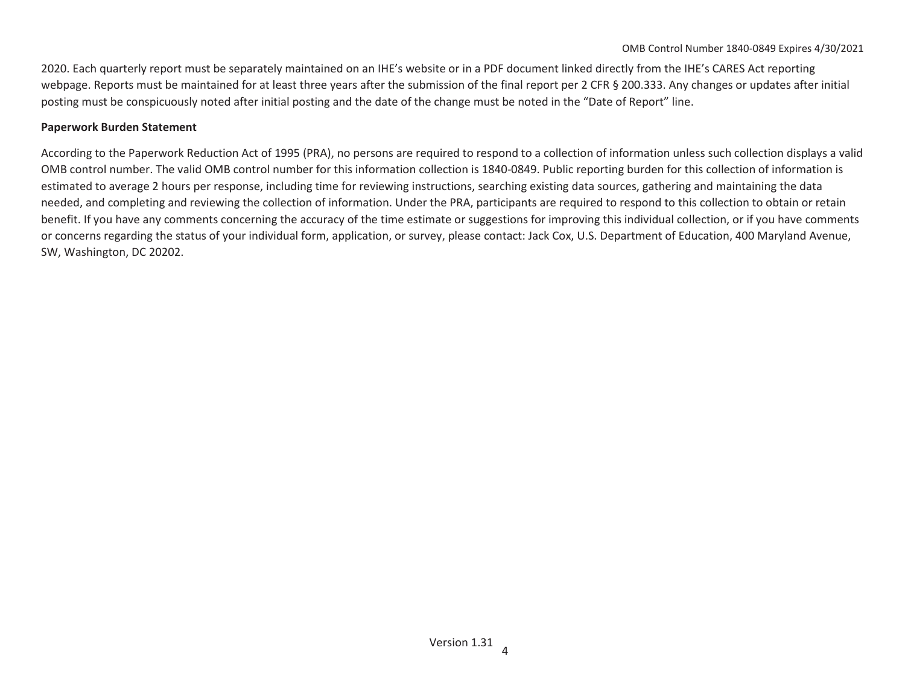2020. Each quarterly report must be separately maintained on an IHE's website or in a PDF document linked directly from the IHE's CARES Act reporting webpage. Reports must be maintained for at least three years after the submission of the final report per 2 CFR § 200.333. Any changes or updates after initial posting must be conspicuously noted after initial posting and the date of the change must be noted in the "Date of Report" line.

**Paperwork Burden Statement**

According to the Paperwork Reduction Act of 1995 (PRA), no persons are required to respond to a collection of information unless such collection displays a valid OMB control number. The valid OMB control number for this information collection is 1840-0849. Public reporting burden for this collection of information is estimated to average 2 hours per response, including time for reviewing instructions, searching existing data sources, gathering and maintaining the data needed, and completing and reviewing the collection of information. Under the PRA, participants are required to respond to this collection to obtain or retain benefit. If you have any comments concerning the accuracy of the time estimate or suggestions for improving this individual collection, or if you have comments or concerns regarding the status of your individual form, application, or survey, please contact: Jack Cox, U.S. Department of Education, 400 Maryland Avenue, SW, Washington, DC 20202.